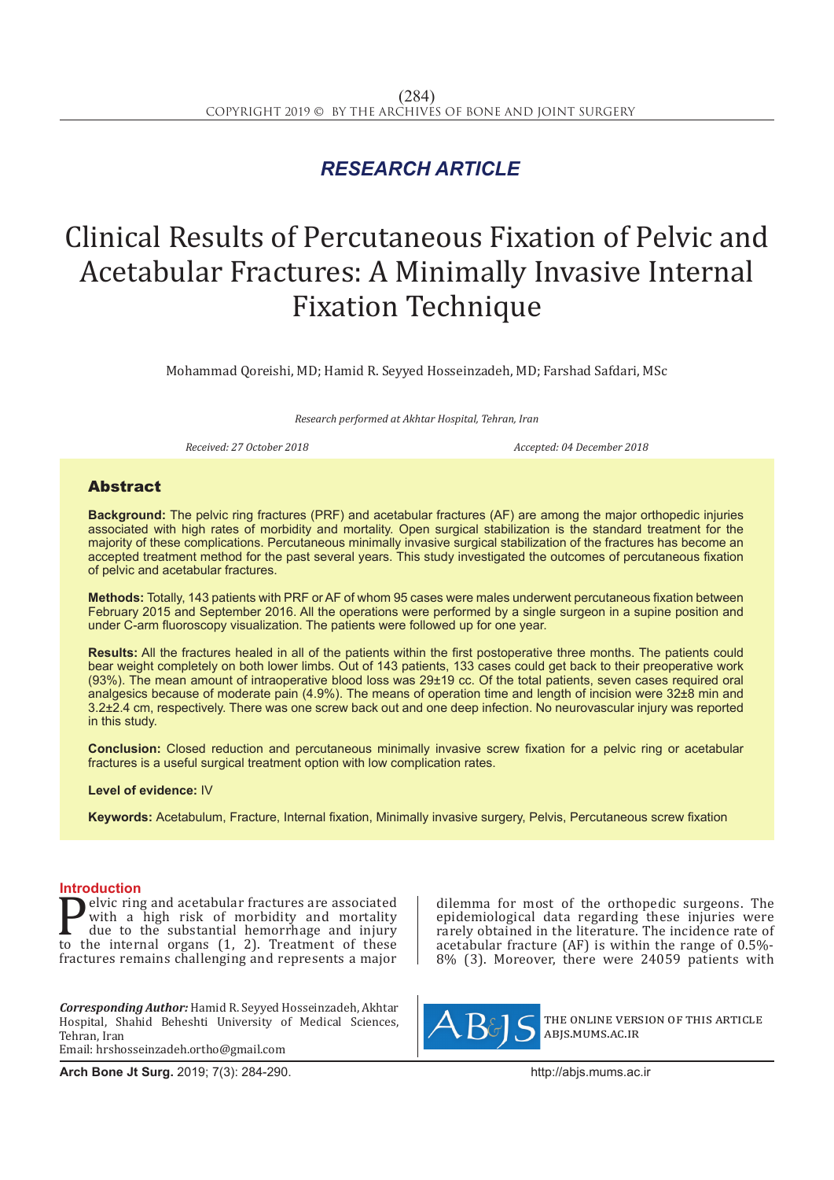*RESEARCH ARTICLE*

# Clinical Results of Percutaneous Fixation of Pelvic and Acetabular Fractures: A Minimally Invasive Internal Fixation Technique

Mohammad Qoreishi, MD; Hamid R. Seyyed Hosseinzadeh, MD; Farshad Safdari, MSc

*Research performed at Akhtar Hospital, Tehran, Iran*

*Received: 27 October 2018* *Accepted: 04 December 2018*

## Abstract

**Background:** The pelvic ring fractures (PRF) and acetabular fractures (AF) are among the major orthopedic injuries associated with high rates of morbidity and mortality. Open surgical stabilization is the standard treatment for the majority of these complications. Percutaneous minimally invasive surgical stabilization of the fractures has become an accepted treatment method for the past several years. This study investigated the outcomes of percutaneous fixation of pelvic and acetabular fractures.

**Methods:** Totally, 143 patients with PRF or AF of whom 95 cases were males underwent percutaneous fixation between February 2015 and September 2016. All the operations were performed by a single surgeon in a supine position and under C-arm fluoroscopy visualization. The patients were followed up for one year.

**Results:** All the fractures healed in all of the patients within the first postoperative three months. The patients could bear weight completely on both lower limbs. Out of 143 patients, 133 cases could get back to their preoperative work (93%). The mean amount of intraoperative blood loss was 29±19 cc. Of the total patients, seven cases required oral analgesics because of moderate pain (4.9%). The means of operation time and length of incision were 32±8 min and 3.2±2.4 cm, respectively. There was one screw back out and one deep infection. No neurovascular injury was reported in this study.

**Conclusion:** Closed reduction and percutaneous minimally invasive screw fixation for a pelvic ring or acetabular fractures is a useful surgical treatment option with low complication rates.

**Level of evidence:** IV

**Keywords:** Acetabulum, Fracture, Internal fixation, Minimally invasive surgery, Pelvis, Percutaneous screw fixation

## Introduction

Pelvic ring and acetabular fractures are associated with a high risk of morbidity and mortality due to the substantial hemorrhage and injury to the internal organs (1, 2). Treatment of these fractures remains challenging and represents a major dilemma for most of the orthopedic surgeons. The epidemiological data regarding these injuries were rarely obtained in the literature. The incidence rate of acetabular fracture (AF) is within the range of 0.5%-8% (3). Moreover, there were 24059 patients with

*Corresponding Author:* Hamid R. Seyyed Hosseinzadeh, Akhtar Hospital, Shahid Beheshti University of Medical Sciences, Tehran, Iran
Email: hrshosseinzadeh.ortho@gmail.com

THE ONLINE VERSION OF THIS ARTICLE ABJS.MUMS.AC.IR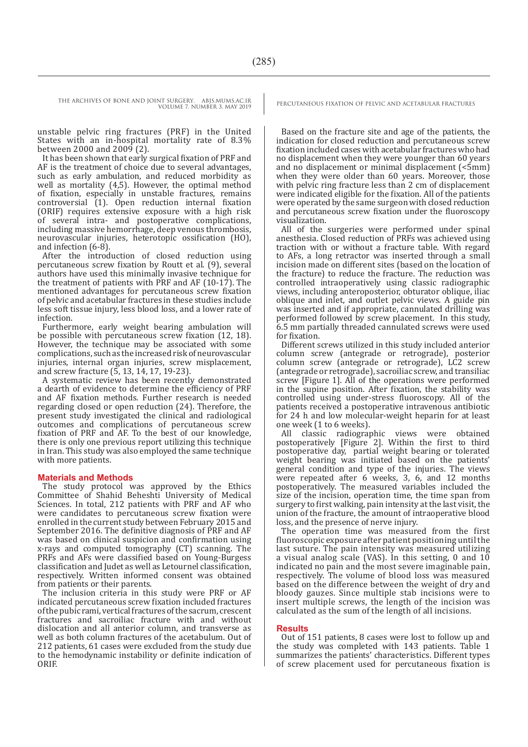unstable pelvic ring fractures (PRF) in the United States with an in-hospital mortality rate of 8.3% between 2000 and 2009 (2).

It has been shown that early surgical fixation of PRF and AF is the treatment of choice due to several advantages, such as early ambulation, and reduced morbidity as well as mortality (4,5). However, the optimal method of fixation, especially in unstable fractures, remains controversial (1). Open reduction internal fixation (ORIF) requires extensive exposure with a high risk of several intra- and postoperative complications, including massive hemorrhage, deep venous thrombosis, neurovascular injuries, heterotopic ossification (HO), and infection (6-8).

After the introduction of closed reduction using percutaneous screw fixation by Routt et al. (9), several authors have used this minimally invasive technique for the treatment of patients with PRF and AF (10-17). The mentioned advantages for percutaneous screw fixation of pelvic and acetabular fractures in these studies include less soft tissue injury, less blood loss, and a lower rate of infection.

Furthermore, early weight bearing ambulation will be possible with percutaneous screw fixation (12, 18). However, the technique may be associated with some complications, such as the increased risk of neurovascular injuries, internal organ injuries, screw misplacement, and screw fracture (5, 13, 14, 17, 19-23).

A systematic review has been recently demonstrated a dearth of evidence to determine the efficiency of PRF and AF fixation methods. Further research is needed regarding closed or open reduction (24). Therefore, the present study investigated the clinical and radiological outcomes and complications of percutaneous screw fixation of PRF and AF. To the best of our knowledge, there is only one previous report utilizing this technique in Iran. This study was also employed the same technique with more patients.

## Materials and Methods

The study protocol was approved by the Ethics Committee of Shahid Beheshti University of Medical Sciences. In total, 212 patients with PRF and AF who were candidates to percutaneous screw fixation were enrolled in the current study between February 2015 and September 2016. The definitive diagnosis of PRF and AF was based on clinical suspicion and confirmation using x-rays and computed tomography (CT) scanning. The PRFs and AFs were classified based on Young-Burgess classification and Judet as well as Letournel classification, respectively. Written informed consent was obtained from patients or their parents.

The inclusion criteria in this study were PRF or AF indicated percutaneous screw fixation included fractures of the pubic rami, vertical fractures of the sacrum, crescent fractures and sacroiliac fracture with and without dislocation and all anterior column, and transverse as well as both column fractures of the acetabulum. Out of 212 patients, 61 cases were excluded from the study due to the hemodynamic instability or definite indication of ORIF.

Based on the fracture site and age of the patients, the indication for closed reduction and percutaneous screw fixation included cases with acetabular fractures who had no displacement when they were younger than 60 years and no displacement or minimal displacement (<5mm) when they were older than 60 years. Moreover, those with pelvic ring fracture less than 2 cm of displacement were indicated eligible for the fixation. All of the patients were operated by the same surgeon with closed reduction and percutaneous screw fixation under the fluoroscopy visualization.

All of the surgeries were performed under spinal anesthesia. Closed reduction of PRFs was achieved using traction with or without a fracture table. With regard to AFs, a long retractor was inserted through a small incision made on different sites (based on the location of the fracture) to reduce the fracture. The reduction was controlled intraoperatively using classic radiographic views, including anteroposterior, obturator oblique, iliac oblique and inlet, and outlet pelvic views. A guide pin was inserted and if appropriate, cannulated drilling was performed followed by screw placement. In this study, 6.5 mm partially threaded cannulated screws were used for fixation.

Different screws utilized in this study included anterior column screw (antegrade or retrograde), posterior column screw (antegrade or retrograde), LC2 screw (antegrade or retrograde), sacroiliac screw, and transiliac screw [Figure 1]. All of the operations were performed in the supine position. After fixation, the stability was controlled using under-stress fluoroscopy. All of the patients received a postoperative intravenous antibiotic for 24 h and low molecular-weight heparin for at least one week (1 to 6 weeks).

All classic radiographic views were obtained postoperatively [Figure 2]. Within the first to third postoperative day, partial weight bearing or tolerated weight bearing was initiated based on the patients' general condition and type of the injuries. The views were repeated after 6 weeks, 3, 6, and 12 months postoperatively. The measured variables included the size of the incision, operation time, the time span from surgery to first walking, pain intensity at the last visit, the union of the fracture, the amount of intraoperative blood loss, and the presence of nerve injury.

The operation time was measured from the first fluoroscopic exposure after patient positioning until the last suture. The pain intensity was measured utilizing a visual analog scale (VAS). In this setting, 0 and 10 indicated no pain and the most severe imaginable pain, respectively. The volume of blood loss was measured based on the difference between the weight of dry and bloody gauzes. Since multiple stab incisions were to insert multiple screws, the length of the incision was calculated as the sum of the length of all incisions.

## Results

Out of 151 patients, 8 cases were lost to follow up and the study was completed with 143 patients. Table 1 summarizes the patients' characteristics. Different types of screw placement used for percutaneous fixation is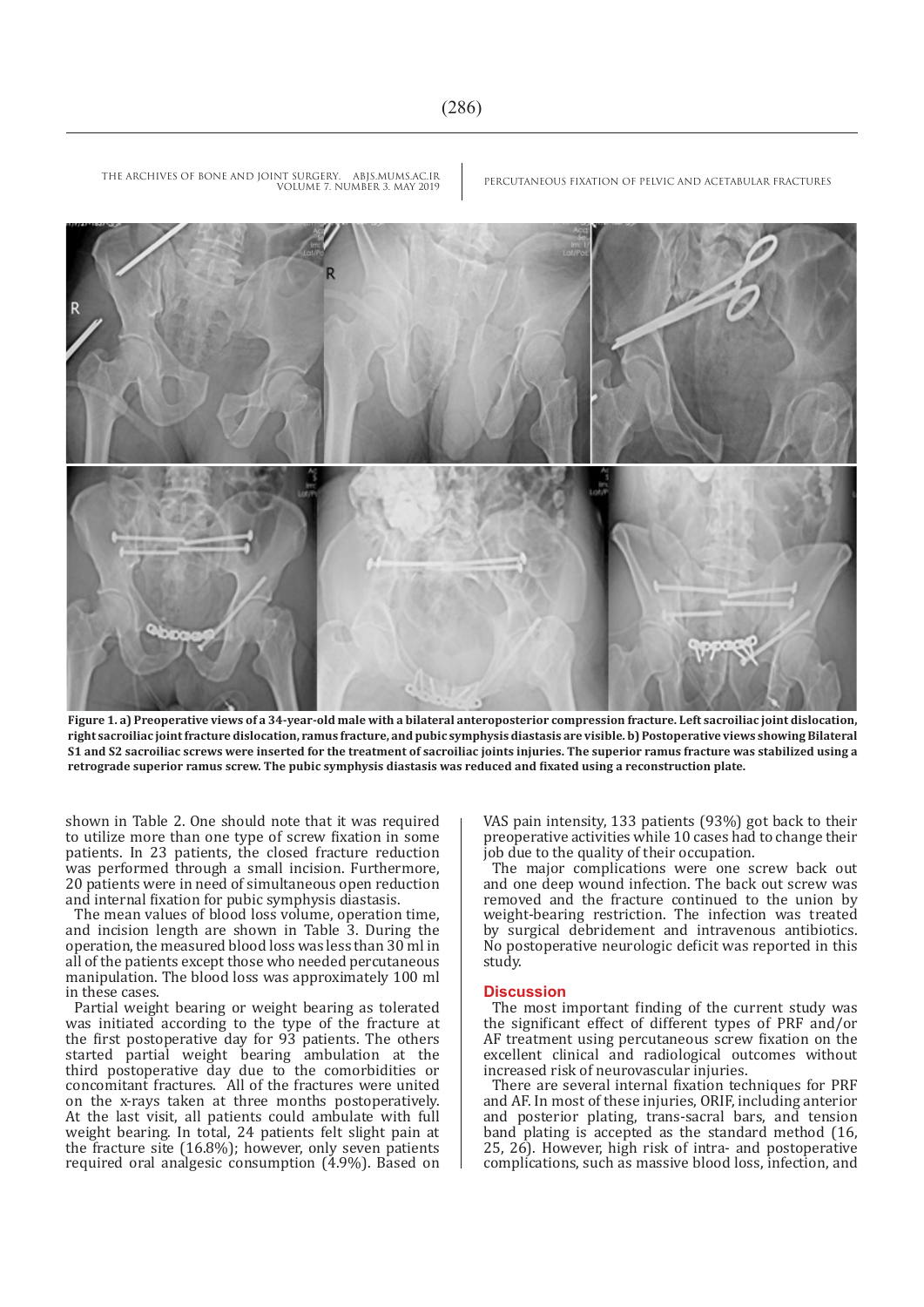**Figure 1. a) Preoperative views of a 34-year-old male with a bilateral anteroposterior compression fracture. Left sacroiliac joint dislocation, right sacroiliac joint fracture dislocation, ramus fracture, and pubic symphysis diastasis are visible. b) Postoperative views showing Bilateral S1 and S2 sacroiliac screws were inserted for the treatment of sacroiliac joints injuries. The superior ramus fracture was stabilized using a retrograde superior ramus screw. The pubic symphysis diastasis was reduced and fixated using a reconstruction plate.**

shown in Table 2. One should note that it was required to utilize more than one type of screw fixation in some patients. In 23 patients, the closed fracture reduction was performed through a small incision. Furthermore, 20 patients were in need of simultaneous open reduction and internal fixation for pubic symphysis diastasis.

The mean values of blood loss volume, operation time, and incision length are shown in Table 3. During the operation, the measured blood loss was less than 30 ml in all of the patients except those who needed percutaneous manipulation. The blood loss was approximately 100 ml in these cases.

Partial weight bearing or weight bearing as tolerated was initiated according to the type of the fracture at the first postoperative day for 93 patients. The others started partial weight bearing ambulation at the third postoperative day due to the comorbidities or concomitant fractures. All of the fractures were united on the x-rays taken at three months postoperatively. At the last visit, all patients could ambulate with full weight bearing. In total, 24 patients felt slight pain at the fracture site (16.8%); however, only seven patients required oral analgesic consumption (4.9%). Based on VAS pain intensity, 133 patients (93%) got back to their preoperative activities while 10 cases had to change their job due to the quality of their occupation.

The major complications were one screw back out and one deep wound infection. The back out screw was removed and the fracture continued to the union by weight-bearing restriction. The infection was treated by surgical debridement and intravenous antibiotics. No postoperative neurologic deficit was reported in this study.

## Discussion

The most important finding of the current study was the significant effect of different types of PRF and/or AF treatment using percutaneous screw fixation on the excellent clinical and radiological outcomes without increased risk of neurovascular injuries.

There are several internal fixation techniques for PRF and AF. In most of these injuries, ORIF, including anterior and posterior plating, trans-sacral bars, and tension band plating is accepted as the standard method (16, 25, 26). However, high risk of intra- and postoperative complications, such as massive blood loss, infection, and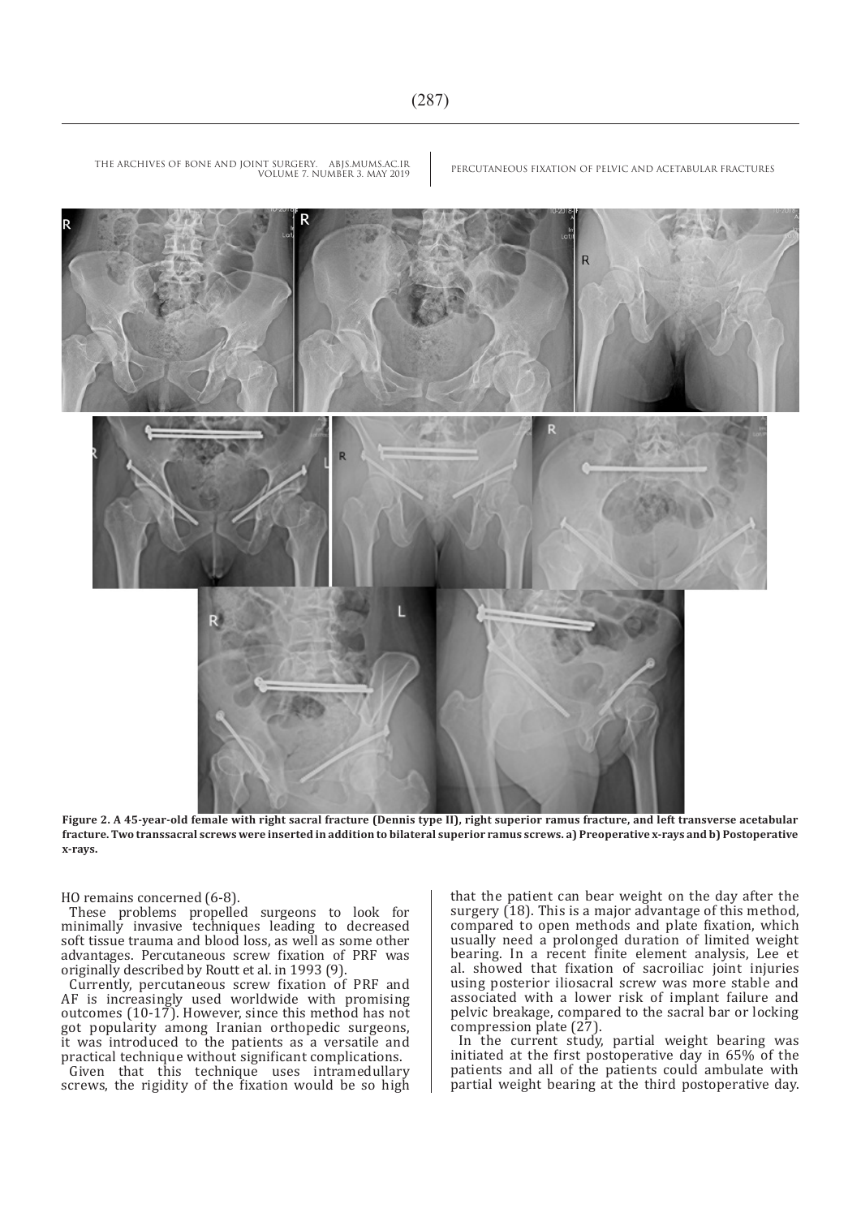**Figure 2. A 45-year-old female with right sacral fracture (Dennis type II), right superior ramus fracture, and left transverse acetabular fracture. Two transsacral screws were inserted in addition to bilateral superior ramus screws. a) Preoperative x-rays and b) Postoperative x-rays.**

HO remains concerned (6-8).

These problems propelled surgeons to look for minimally invasive techniques leading to decreased soft tissue trauma and blood loss, as well as some other advantages. Percutaneous screw fixation of PRF was originally described by Routt et al. in 1993 (9).

Currently, percutaneous screw fixation of PRF and AF is increasingly used worldwide with promising outcomes (10-17). However, since this method has not got popularity among Iranian orthopedic surgeons, it was introduced to the patients as a versatile and practical technique without significant complications.

Given that this technique uses intramedullary screws, the rigidity of the fixation would be so high that the patient can bear weight on the day after the surgery (18). This is a major advantage of this method, compared to open methods and plate fixation, which usually need a prolonged duration of limited weight bearing. In a recent finite element analysis, Lee et al. showed that fixation of sacroiliac joint injuries using posterior iliosacral screw was more stable and associated with a lower risk of implant failure and pelvic breakage, compared to the sacral bar or locking compression plate (27).

In the current study, partial weight bearing was initiated at the first postoperative day in 65% of the patients and all of the patients could ambulate with partial weight bearing at the third postoperative day.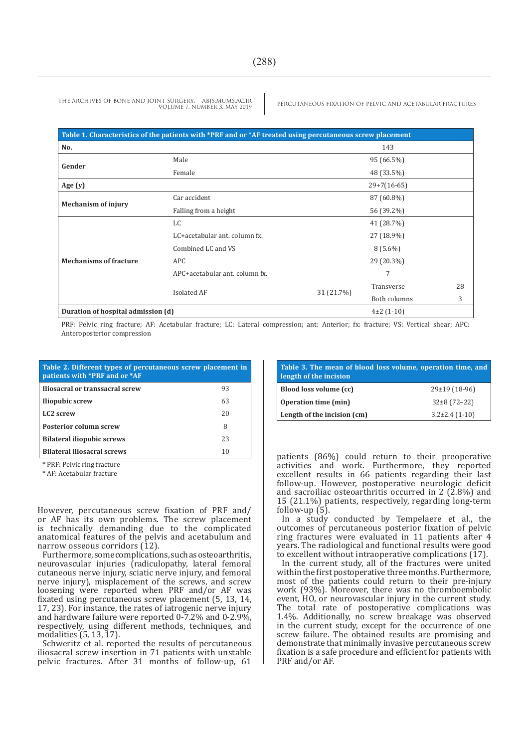**Table 1. Characteristics of the patients with *PRF and or *AF treated using percutaneous screw placement**

| | | | | |
|---|---|---|---|---|
| **No.** | | 143 | | |
| **Gender** | Male | 95 (66.5%) | | |
| | Female | 48 (33.5%) | | |
| **Age (y)** | | 29+7(16-65) | | |
| **Mechanism of injury** | Car accident | 87 (60.8%) | | |
| | Falling from a height | 56 (39.2%) | | |
| **Mechanisms of fracture** | LC | 41 (28.7%) | | |
| | LC+acetabular ant. column fx. | 27 (18.9%) | | |
| | Combined LC and VS | 8 (5.6%) | | |
| | APC | 29 (20.3%) | | |
| | APC+acetabular ant. column fx. | 7 | | |
| | Isolated AF | 31 (21.7%) | Transverse | 28 |
| | | | Both columns | 3 |
| **Duration of hospital admission (d)** | | 4±2 (1-10) | | |

PRF: Pelvic ring fracture; AF: Acetabular fracture; LC: Lateral compression; ant: Anterior; fx: fracture; VS: Vertical shear; APC: Anteroposterior compression

**Table 2. Different types of percutaneous screw placement in patients with *PRF and or *AF**

| | |
|---|---|
| **Iliosacral or transsacral screw** | 93 |
| **Iliopubic screw** | 63 |
| **LC2 screw** | 20 |
| **Posterior column screw** | 8 |
| **Bilateral iliopubic screws** | 23 |
| **Bilateral iliosacral screws** | 10 |

\* PRF: Pelvic ring fracture
\* AF: Acetabular fracture

**Table 3. The mean of blood loss volume, operation time, and length of the incision**

| | |
|---|---|
| **Blood loss volume (cc)** | 29±19 (18-96) |
| **Operation time (min)** | 32±8 (72–22) |
| **Length of the incision (cm)** | 3.2±2.4 (1-10) |

However, percutaneous screw fixation of PRF and/or AF has its own problems. The screw placement is technically demanding due to the complicated anatomical features of the pelvis and acetabulum and narrow osseous corridors (12).

Furthermore, some complications, such as osteoarthritis, neurovascular injuries (radiculopathy, lateral femoral cutaneous nerve injury, sciatic nerve injury, and femoral nerve injury), misplacement of the screws, and screw loosening were reported when PRF and/or AF was fixated using percutaneous screw placement (5, 13, 14, 17, 23). For instance, the rates of iatrogenic nerve injury and hardware failure were reported 0-7.2% and 0-2.9%, respectively, using different methods, techniques, and modalities (5, 13, 17).

Schweritz et al. reported the results of percutaneous iliosacral screw insertion in 71 patients with unstable pelvic fractures. After 31 months of follow-up, 61 patients (86%) could return to their preoperative activities and work. Furthermore, they reported excellent results in 66 patients regarding their last follow-up. However, postoperative neurologic deficit and sacroiliac osteoarthritis occurred in 2 (2.8%) and 15 (21.1%) patients, respectively, regarding long-term follow-up (5).

In a study conducted by Tempelaere et al., the outcomes of percutaneous posterior fixation of pelvic ring fractures were evaluated in 11 patients after 4 years. The radiological and functional results were good to excellent without intraoperative complications (17).

In the current study, all of the fractures were united within the first postoperative three months. Furthermore, most of the patients could return to their pre-injury work (93%). Moreover, there was no thromboembolic event, HO, or neurovascular injury in the current study. The total rate of postoperative complications was 1.4%. Additionally, no screw breakage was observed in the current study, except for the occurrence of one screw failure. The obtained results are promising and demonstrate that minimally invasive percutaneous screw fixation is a safe procedure and efficient for patients with PRF and/or AF.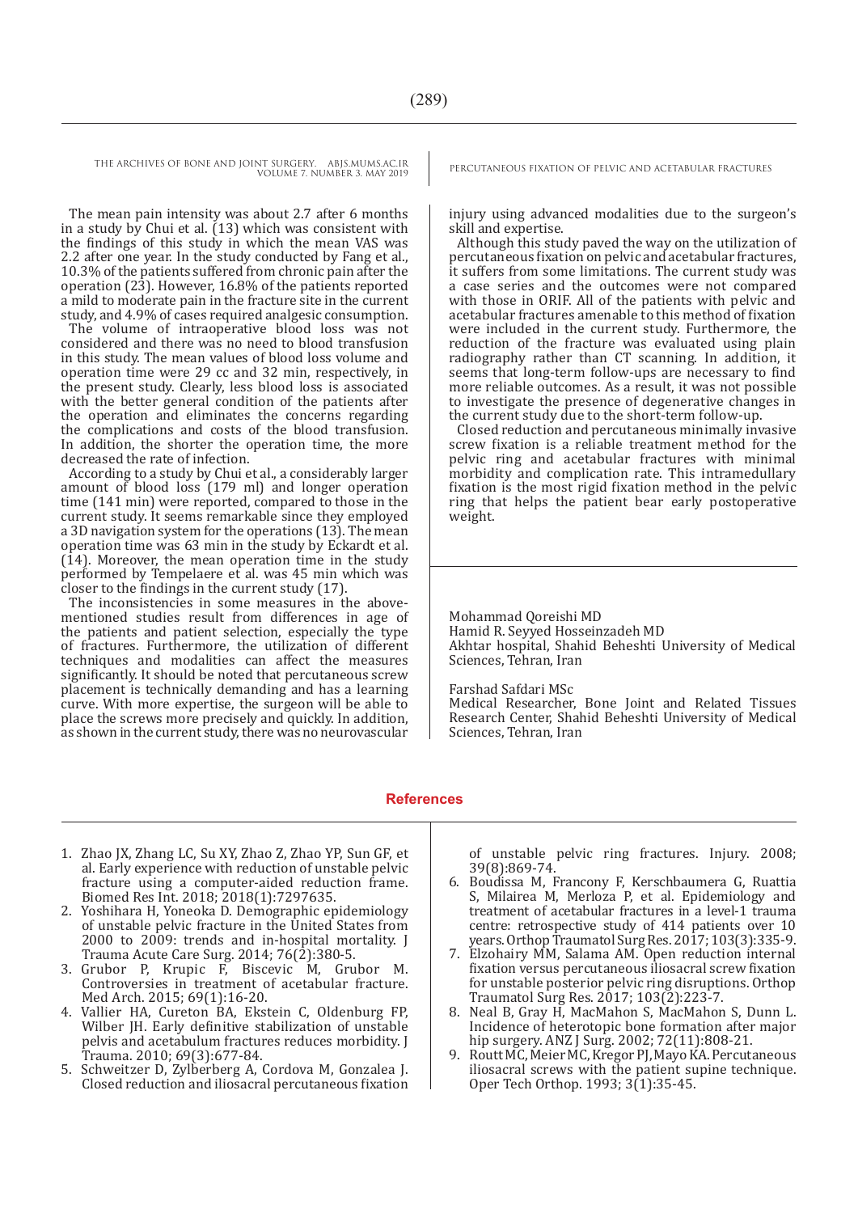The mean pain intensity was about 2.7 after 6 months in a study by Chui et al. (13) which was consistent with the findings of this study in which the mean VAS was 2.2 after one year. In the study conducted by Fang et al., 10.3% of the patients suffered from chronic pain after the operation (23). However, 16.8% of the patients reported a mild to moderate pain in the fracture site in the current study, and 4.9% of cases required analgesic consumption.

The volume of intraoperative blood loss was not considered and there was no need to blood transfusion in this study. The mean values of blood loss volume and operation time were 29 cc and 32 min, respectively, in the present study. Clearly, less blood loss is associated with the better general condition of the patients after the operation and eliminates the concerns regarding the complications and costs of the blood transfusion. In addition, the shorter the operation time, the more decreased the rate of infection.

According to a study by Chui et al., a considerably larger amount of blood loss (179 ml) and longer operation time (141 min) were reported, compared to those in the current study. It seems remarkable since they employed a 3D navigation system for the operations (13). The mean operation time was 63 min in the study by Eckardt et al. (14). Moreover, the mean operation time in the study performed by Tempelaere et al. was 45 min which was closer to the findings in the current study (17).

The inconsistencies in some measures in the above-mentioned studies result from differences in age of the patients and patient selection, especially the type of fractures. Furthermore, the utilization of different techniques and modalities can affect the measures significantly. It should be noted that percutaneous screw placement is technically demanding and has a learning curve. With more expertise, the surgeon will be able to place the screws more precisely and quickly. In addition, as shown in the current study, there was no neurovascular injury using advanced modalities due to the surgeon's skill and expertise.

Although this study paved the way on the utilization of percutaneous fixation on pelvic and acetabular fractures, it suffers from some limitations. The current study was a case series and the outcomes were not compared with those in ORIF. All of the patients with pelvic and acetabular fractures amenable to this method of fixation were included in the current study. Furthermore, the reduction of the fracture was evaluated using plain radiography rather than CT scanning. In addition, it seems that long-term follow-ups are necessary to find more reliable outcomes. As a result, it was not possible to investigate the presence of degenerative changes in the current study due to the short-term follow-up.

Closed reduction and percutaneous minimally invasive screw fixation is a reliable treatment method for the pelvic ring and acetabular fractures with minimal morbidity and complication rate. This intramedullary fixation is the most rigid fixation method in the pelvic ring that helps the patient bear early postoperative weight.

Mohammad Qoreishi MD
Hamid R. Seyyed Hosseinzadeh MD
Akhtar hospital, Shahid Beheshti University of Medical Sciences, Tehran, Iran

Farshad Safdari MSc
Medical Researcher, Bone Joint and Related Tissues Research Center, Shahid Beheshti University of Medical Sciences, Tehran, Iran

## References

1. Zhao JX, Zhang LC, Su XY, Zhao Z, Zhao YP, Sun GF, et al. Early experience with reduction of unstable pelvic fracture using a computer-aided reduction frame. Biomed Res Int. 2018; 2018(1):7297635.
2. Yoshihara H, Yoneoka D. Demographic epidemiology of unstable pelvic fracture in the United States from 2000 to 2009: trends and in-hospital mortality. J Trauma Acute Care Surg. 2014; 76(2):380-5.
3. Grubor P, Krupic F, Biscevic M, Grubor M. Controversies in treatment of acetabular fracture. Med Arch. 2015; 69(1):16-20.
4. Vallier HA, Cureton BA, Ekstein C, Oldenburg FP, Wilber JH. Early definitive stabilization of unstable pelvis and acetabulum fractures reduces morbidity. J Trauma. 2010; 69(3):677-84.
5. Schweitzer D, Zylberberg A, Cordova M, Gonzalea J. Closed reduction and iliosacral percutaneous fixation of unstable pelvic ring fractures. Injury. 2008; 39(8):869-74.
6. Boudissa M, Francony F, Kerschbaumera G, Ruattia S, Milairea M, Merloza P, et al. Epidemiology and treatment of acetabular fractures in a level-1 trauma centre: retrospective study of 414 patients over 10 years. Orthop Traumatol Surg Res. 2017; 103(3):335-9.
7. Elzohairy MM, Salama AM. Open reduction internal fixation versus percutaneous iliosacral screw fixation for unstable posterior pelvic ring disruptions. Orthop Traumatol Surg Res. 2017; 103(2):223-7.
8. Neal B, Gray H, MacMahon S, MacMahon S, Dunn L. Incidence of heterotopic bone formation after major hip surgery. ANZ J Surg. 2002; 72(11):808-21.
9. Routt MC, Meier MC, Kregor PJ, Mayo KA. Percutaneous iliosacral screws with the patient supine technique. Oper Tech Orthop. 1993; 3(1):35-45.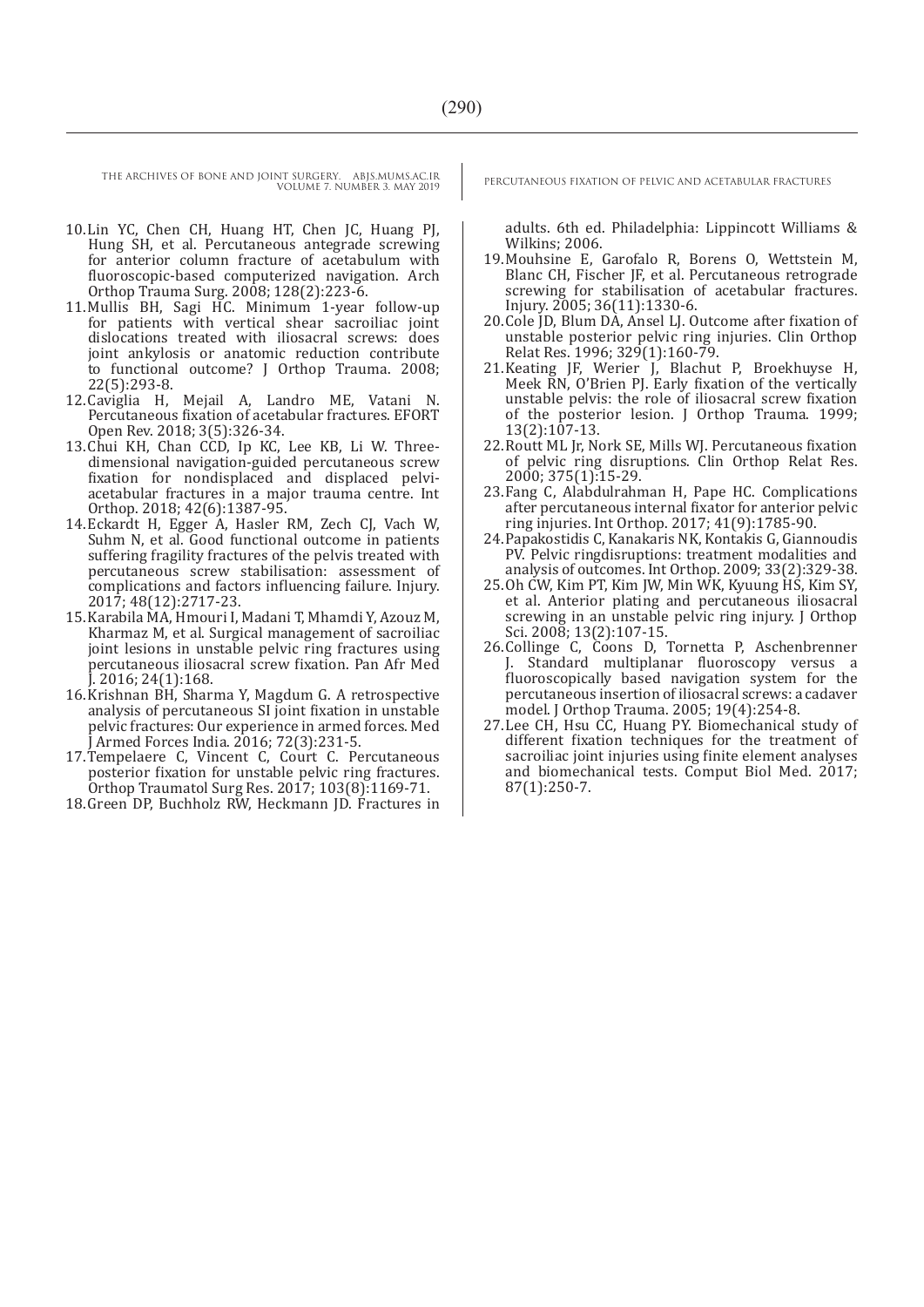10. Lin YC, Chen CH, Huang HT, Chen JC, Huang PJ, Hung SH, et al. Percutaneous antegrade screwing for anterior column fracture of acetabulum with fluoroscopic-based computerized navigation. Arch Orthop Trauma Surg. 2008; 128(2):223-6.
11. Mullis BH, Sagi HC. Minimum 1-year follow-up for patients with vertical shear sacroiliac joint dislocations treated with iliosacral screws: does joint ankylosis or anatomic reduction contribute to functional outcome? J Orthop Trauma. 2008; 22(5):293-8.
12. Caviglia H, Mejail A, Landro ME, Vatani N. Percutaneous fixation of acetabular fractures. EFORT Open Rev. 2018; 3(5):326-34.
13. Chui KH, Chan CCD, Ip KC, Lee KB, Li W. Three-dimensional navigation-guided percutaneous screw fixation for nondisplaced and displaced pelvi-acetabular fractures in a major trauma centre. Int Orthop. 2018; 42(6):1387-95.
14. Eckardt H, Egger A, Hasler RM, Zech CJ, Vach W, Suhm N, et al. Good functional outcome in patients suffering fragility fractures of the pelvis treated with percutaneous screw stabilisation: assessment of complications and factors influencing failure. Injury. 2017; 48(12):2717-23.
15. Karabila MA, Hmouri I, Madani T, Mhamdi Y, Azouz M, Kharmaz M, et al. Surgical management of sacroiliac joint lesions in unstable pelvic ring fractures using percutaneous iliosacral screw fixation. Pan Afr Med J. 2016; 24(1):168.
16. Krishnan BH, Sharma Y, Magdum G. A retrospective analysis of percutaneous SI joint fixation in unstable pelvic fractures: Our experience in armed forces. Med J Armed Forces India. 2016; 72(3):231-5.
17. Tempelaere C, Vincent C, Court C. Percutaneous posterior fixation for unstable pelvic ring fractures. Orthop Traumatol Surg Res. 2017; 103(8):1169-71.
18. Green DP, Buchholz RW, Heckmann JD. Fractures in adults. 6th ed. Philadelphia: Lippincott Williams & Wilkins; 2006.
19. Mouhsine E, Garofalo R, Borens O, Wettstein M, Blanc CH, Fischer JF, et al. Percutaneous retrograde screwing for stabilisation of acetabular fractures. Injury. 2005; 36(11):1330-6.
20. Cole JD, Blum DA, Ansel LJ. Outcome after fixation of unstable posterior pelvic ring injuries. Clin Orthop Relat Res. 1996; 329(1):160-79.
21. Keating JF, Werier J, Blachut P, Broekhuyse H, Meek RN, O'Brien PJ. Early fixation of the vertically unstable pelvis: the role of iliosacral screw fixation of the posterior lesion. J Orthop Trauma. 1999; 13(2):107-13.
22. Routt ML Jr, Nork SE, Mills WJ. Percutaneous fixation of pelvic ring disruptions. Clin Orthop Relat Res. 2000; 375(1):15-29.
23. Fang C, Alabdulrahman H, Pape HC. Complications after percutaneous internal fixator for anterior pelvic ring injuries. Int Orthop. 2017; 41(9):1785-90.
24. Papakostidis C, Kanakaris NK, Kontakis G, Giannoudis PV. Pelvic ringdisruptions: treatment modalities and analysis of outcomes. Int Orthop. 2009; 33(2):329-38.
25. Oh CW, Kim PT, Kim JW, Min WK, Kyuung HS, Kim SY, et al. Anterior plating and percutaneous iliosacral screwing in an unstable pelvic ring injury. J Orthop Sci. 2008; 13(2):107-15.
26. Collinge C, Coons D, Tornetta P, Aschenbrenner J. Standard multiplanar fluoroscopy versus a fluoroscopically based navigation system for the percutaneous insertion of iliosacral screws: a cadaver model. J Orthop Trauma. 2005; 19(4):254-8.
27. Lee CH, Hsu CC, Huang PY. Biomechanical study of different fixation techniques for the treatment of sacroiliac joint injuries using finite element analyses and biomechanical tests. Comput Biol Med. 2017; 87(1):250-7.